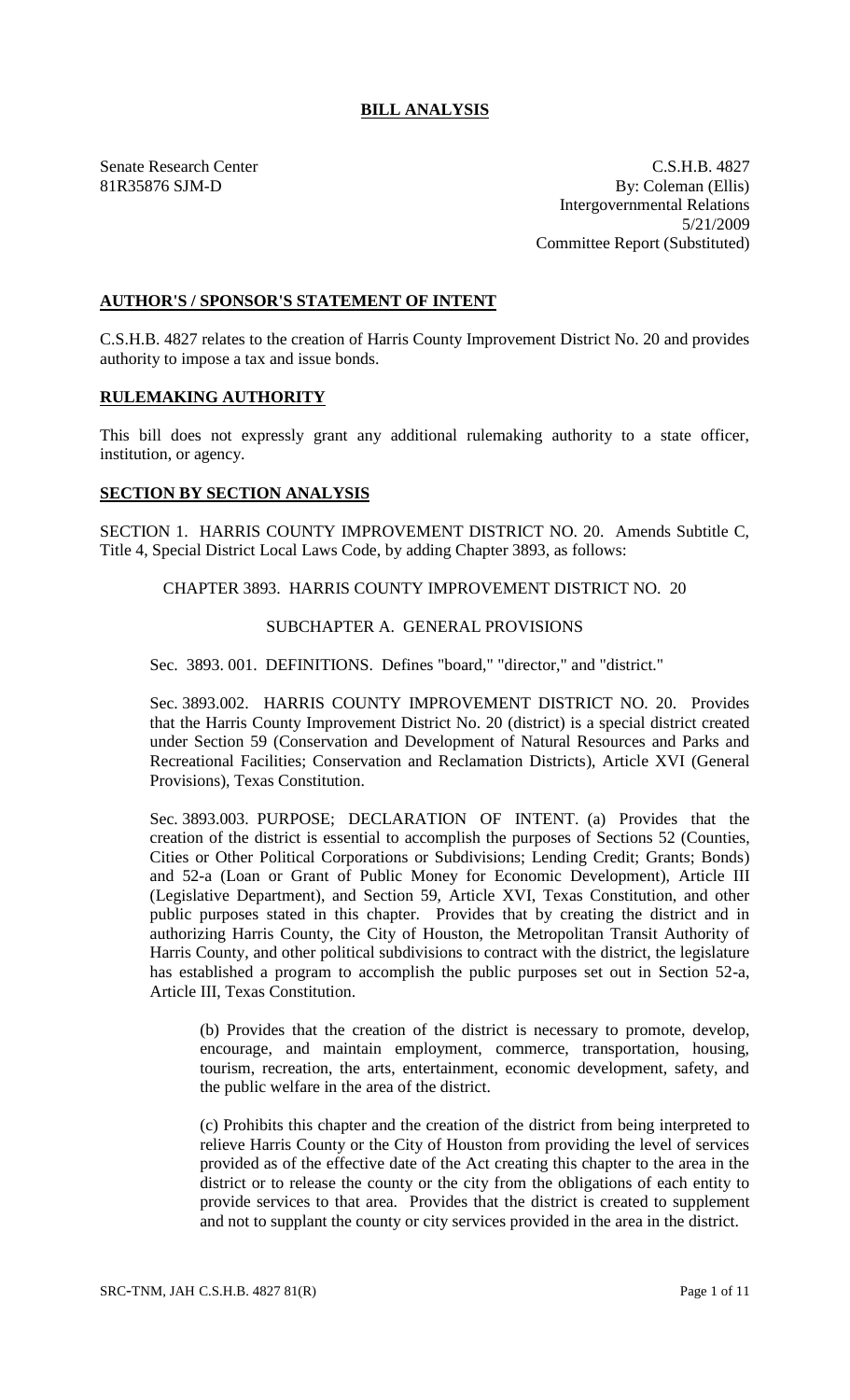# BILL ANALYSIS

Senate Research Center
81R35876 SJM-D

C.S.H.B. 4827
By: Coleman (Ellis)
Intergovernmental Relations
5/21/2009
Committee Report (Substituted)

## AUTHOR'S / SPONSOR'S STATEMENT OF INTENT

C.S.H.B. 4827 relates to the creation of Harris County Improvement District No. 20 and provides authority to impose a tax and issue bonds.

## RULEMAKING AUTHORITY

This bill does not expressly grant any additional rulemaking authority to a state officer, institution, or agency.

## SECTION BY SECTION ANALYSIS

SECTION 1. HARRIS COUNTY IMPROVEMENT DISTRICT NO. 20. Amends Subtitle C, Title 4, Special District Local Laws Code, by adding Chapter 3893, as follows:

CHAPTER 3893. HARRIS COUNTY IMPROVEMENT DISTRICT NO. 20

SUBCHAPTER A. GENERAL PROVISIONS

Sec. 3893. 001. DEFINITIONS. Defines "board," "director," and "district."

Sec. 3893.002. HARRIS COUNTY IMPROVEMENT DISTRICT NO. 20. Provides that the Harris County Improvement District No. 20 (district) is a special district created under Section 59 (Conservation and Development of Natural Resources and Parks and Recreational Facilities; Conservation and Reclamation Districts), Article XVI (General Provisions), Texas Constitution.

Sec. 3893.003. PURPOSE; DECLARATION OF INTENT. (a) Provides that the creation of the district is essential to accomplish the purposes of Sections 52 (Counties, Cities or Other Political Corporations or Subdivisions; Lending Credit; Grants; Bonds) and 52-a (Loan or Grant of Public Money for Economic Development), Article III (Legislative Department), and Section 59, Article XVI, Texas Constitution, and other public purposes stated in this chapter. Provides that by creating the district and in authorizing Harris County, the City of Houston, the Metropolitan Transit Authority of Harris County, and other political subdivisions to contract with the district, the legislature has established a program to accomplish the public purposes set out in Section 52-a, Article III, Texas Constitution.

(b) Provides that the creation of the district is necessary to promote, develop, encourage, and maintain employment, commerce, transportation, housing, tourism, recreation, the arts, entertainment, economic development, safety, and the public welfare in the area of the district.

(c) Prohibits this chapter and the creation of the district from being interpreted to relieve Harris County or the City of Houston from providing the level of services provided as of the effective date of the Act creating this chapter to the area in the district or to release the county or the city from the obligations of each entity to provide services to that area. Provides that the district is created to supplement and not to supplant the county or city services provided in the area in the district.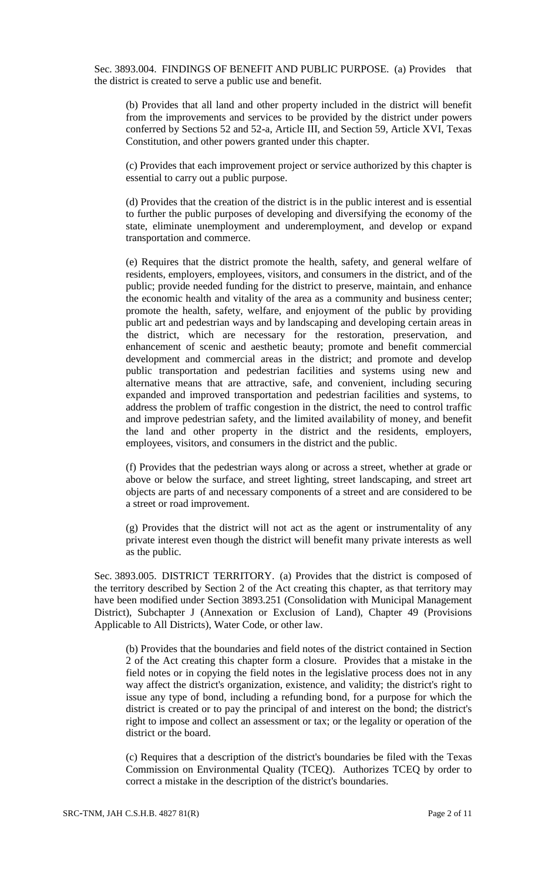Sec. 3893.004. FINDINGS OF BENEFIT AND PUBLIC PURPOSE. (a) Provides that the district is created to serve a public use and benefit.

(b) Provides that all land and other property included in the district will benefit from the improvements and services to be provided by the district under powers conferred by Sections 52 and 52-a, Article III, and Section 59, Article XVI, Texas Constitution, and other powers granted under this chapter.

(c) Provides that each improvement project or service authorized by this chapter is essential to carry out a public purpose.

(d) Provides that the creation of the district is in the public interest and is essential to further the public purposes of developing and diversifying the economy of the state, eliminate unemployment and underemployment, and develop or expand transportation and commerce.

(e) Requires that the district promote the health, safety, and general welfare of residents, employers, employees, visitors, and consumers in the district, and of the public; provide needed funding for the district to preserve, maintain, and enhance the economic health and vitality of the area as a community and business center; promote the health, safety, welfare, and enjoyment of the public by providing public art and pedestrian ways and by landscaping and developing certain areas in the district, which are necessary for the restoration, preservation, and enhancement of scenic and aesthetic beauty; promote and benefit commercial development and commercial areas in the district; and promote and develop public transportation and pedestrian facilities and systems using new and alternative means that are attractive, safe, and convenient, including securing expanded and improved transportation and pedestrian facilities and systems, to address the problem of traffic congestion in the district, the need to control traffic and improve pedestrian safety, and the limited availability of money, and benefit the land and other property in the district and the residents, employers, employees, visitors, and consumers in the district and the public.

(f) Provides that the pedestrian ways along or across a street, whether at grade or above or below the surface, and street lighting, street landscaping, and street art objects are parts of and necessary components of a street and are considered to be a street or road improvement.

(g) Provides that the district will not act as the agent or instrumentality of any private interest even though the district will benefit many private interests as well as the public.

Sec. 3893.005. DISTRICT TERRITORY. (a) Provides that the district is composed of the territory described by Section 2 of the Act creating this chapter, as that territory may have been modified under Section 3893.251 (Consolidation with Municipal Management District), Subchapter J (Annexation or Exclusion of Land), Chapter 49 (Provisions Applicable to All Districts), Water Code, or other law.

(b) Provides that the boundaries and field notes of the district contained in Section 2 of the Act creating this chapter form a closure. Provides that a mistake in the field notes or in copying the field notes in the legislative process does not in any way affect the district's organization, existence, and validity; the district's right to issue any type of bond, including a refunding bond, for a purpose for which the district is created or to pay the principal of and interest on the bond; the district's right to impose and collect an assessment or tax; or the legality or operation of the district or the board.

(c) Requires that a description of the district's boundaries be filed with the Texas Commission on Environmental Quality (TCEQ). Authorizes TCEQ by order to correct a mistake in the description of the district's boundaries.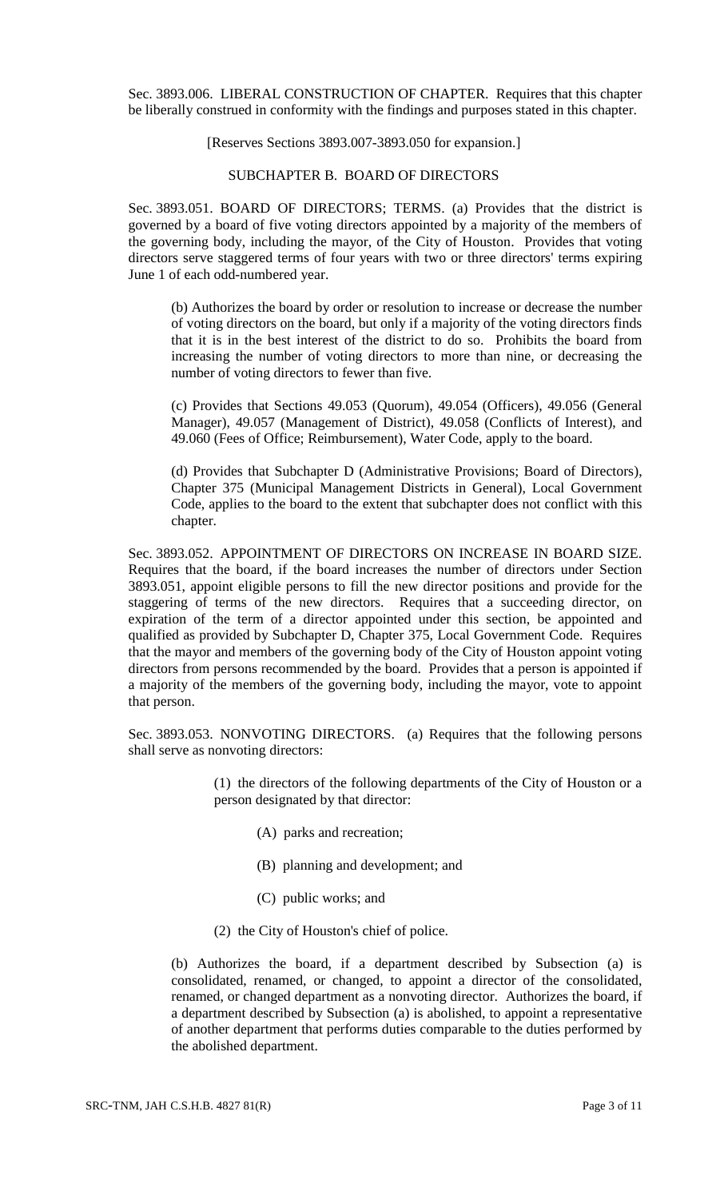Sec. 3893.006. LIBERAL CONSTRUCTION OF CHAPTER. Requires that this chapter be liberally construed in conformity with the findings and purposes stated in this chapter.

[Reserves Sections 3893.007-3893.050 for expansion.]

SUBCHAPTER B. BOARD OF DIRECTORS

Sec. 3893.051. BOARD OF DIRECTORS; TERMS. (a) Provides that the district is governed by a board of five voting directors appointed by a majority of the members of the governing body, including the mayor, of the City of Houston. Provides that voting directors serve staggered terms of four years with two or three directors' terms expiring June 1 of each odd-numbered year.

(b) Authorizes the board by order or resolution to increase or decrease the number of voting directors on the board, but only if a majority of the voting directors finds that it is in the best interest of the district to do so. Prohibits the board from increasing the number of voting directors to more than nine, or decreasing the number of voting directors to fewer than five.

(c) Provides that Sections 49.053 (Quorum), 49.054 (Officers), 49.056 (General Manager), 49.057 (Management of District), 49.058 (Conflicts of Interest), and 49.060 (Fees of Office; Reimbursement), Water Code, apply to the board.

(d) Provides that Subchapter D (Administrative Provisions; Board of Directors), Chapter 375 (Municipal Management Districts in General), Local Government Code, applies to the board to the extent that subchapter does not conflict with this chapter.

Sec. 3893.052. APPOINTMENT OF DIRECTORS ON INCREASE IN BOARD SIZE. Requires that the board, if the board increases the number of directors under Section 3893.051, appoint eligible persons to fill the new director positions and provide for the staggering of terms of the new directors. Requires that a succeeding director, on expiration of the term of a director appointed under this section, be appointed and qualified as provided by Subchapter D, Chapter 375, Local Government Code. Requires that the mayor and members of the governing body of the City of Houston appoint voting directors from persons recommended by the board. Provides that a person is appointed if a majority of the members of the governing body, including the mayor, vote to appoint that person.

Sec. 3893.053. NONVOTING DIRECTORS. (a) Requires that the following persons shall serve as nonvoting directors:

(1) the directors of the following departments of the City of Houston or a person designated by that director:

(A) parks and recreation;

(B) planning and development; and

(C) public works; and

(2) the City of Houston's chief of police.

(b) Authorizes the board, if a department described by Subsection (a) is consolidated, renamed, or changed, to appoint a director of the consolidated, renamed, or changed department as a nonvoting director. Authorizes the board, if a department described by Subsection (a) is abolished, to appoint a representative of another department that performs duties comparable to the duties performed by the abolished department.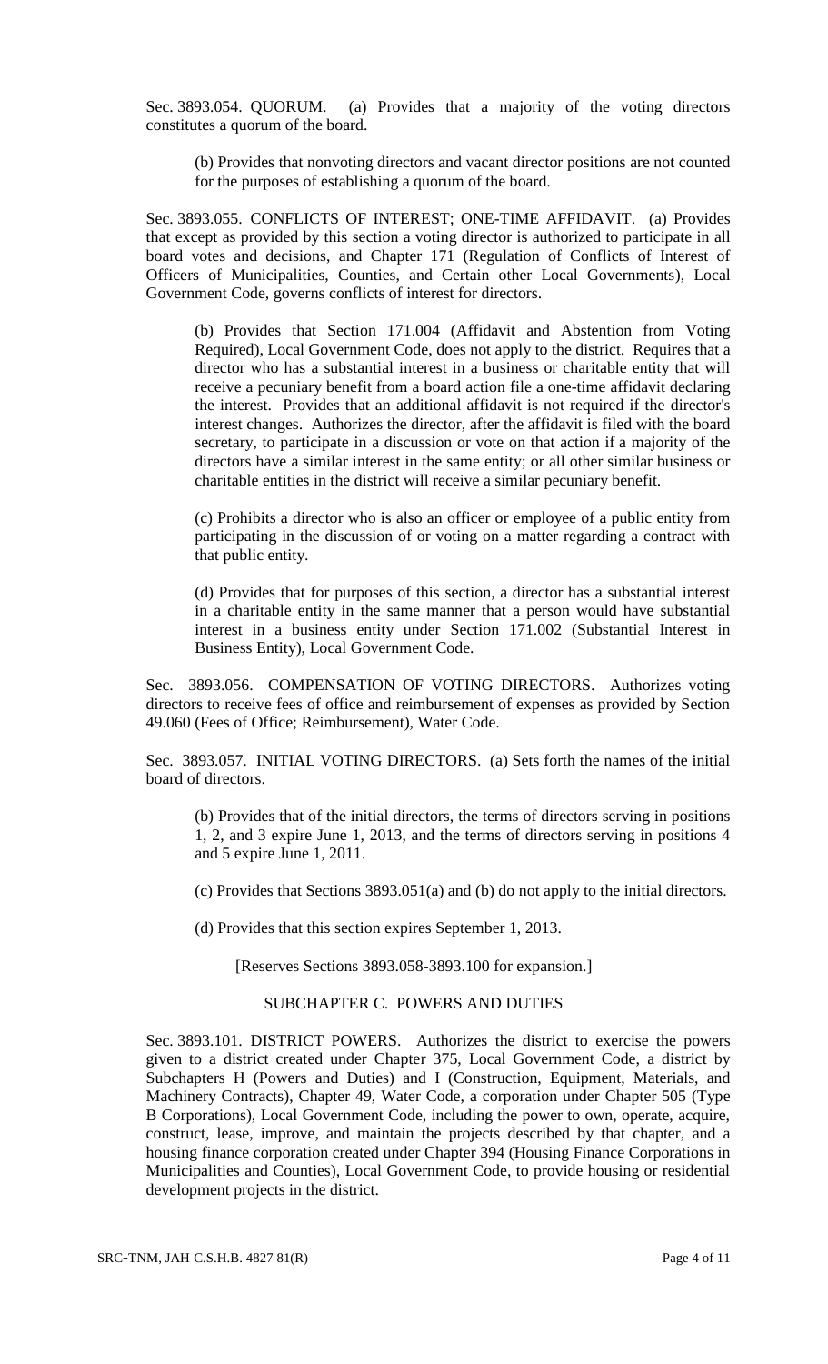Sec. 3893.054. QUORUM. (a) Provides that a majority of the voting directors constitutes a quorum of the board.

(b) Provides that nonvoting directors and vacant director positions are not counted for the purposes of establishing a quorum of the board.

Sec. 3893.055. CONFLICTS OF INTEREST; ONE-TIME AFFIDAVIT. (a) Provides that except as provided by this section a voting director is authorized to participate in all board votes and decisions, and Chapter 171 (Regulation of Conflicts of Interest of Officers of Municipalities, Counties, and Certain other Local Governments), Local Government Code, governs conflicts of interest for directors.

(b) Provides that Section 171.004 (Affidavit and Abstention from Voting Required), Local Government Code, does not apply to the district. Requires that a director who has a substantial interest in a business or charitable entity that will receive a pecuniary benefit from a board action file a one-time affidavit declaring the interest. Provides that an additional affidavit is not required if the director's interest changes. Authorizes the director, after the affidavit is filed with the board secretary, to participate in a discussion or vote on that action if a majority of the directors have a similar interest in the same entity; or all other similar business or charitable entities in the district will receive a similar pecuniary benefit.

(c) Prohibits a director who is also an officer or employee of a public entity from participating in the discussion of or voting on a matter regarding a contract with that public entity.

(d) Provides that for purposes of this section, a director has a substantial interest in a charitable entity in the same manner that a person would have substantial interest in a business entity under Section 171.002 (Substantial Interest in Business Entity), Local Government Code.

Sec. 3893.056. COMPENSATION OF VOTING DIRECTORS. Authorizes voting directors to receive fees of office and reimbursement of expenses as provided by Section 49.060 (Fees of Office; Reimbursement), Water Code.

Sec. 3893.057. INITIAL VOTING DIRECTORS. (a) Sets forth the names of the initial board of directors.

(b) Provides that of the initial directors, the terms of directors serving in positions 1, 2, and 3 expire June 1, 2013, and the terms of directors serving in positions 4 and 5 expire June 1, 2011.

(c) Provides that Sections 3893.051(a) and (b) do not apply to the initial directors.

(d) Provides that this section expires September 1, 2013.

[Reserves Sections 3893.058-3893.100 for expansion.]

SUBCHAPTER C. POWERS AND DUTIES

Sec. 3893.101. DISTRICT POWERS. Authorizes the district to exercise the powers given to a district created under Chapter 375, Local Government Code, a district by Subchapters H (Powers and Duties) and I (Construction, Equipment, Materials, and Machinery Contracts), Chapter 49, Water Code, a corporation under Chapter 505 (Type B Corporations), Local Government Code, including the power to own, operate, acquire, construct, lease, improve, and maintain the projects described by that chapter, and a housing finance corporation created under Chapter 394 (Housing Finance Corporations in Municipalities and Counties), Local Government Code, to provide housing or residential development projects in the district.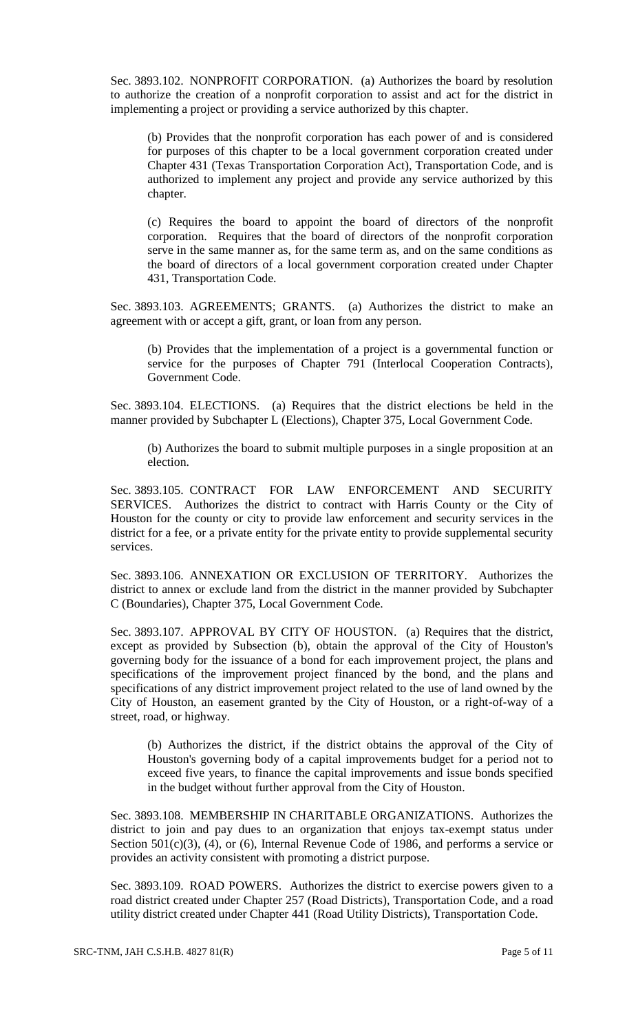Sec. 3893.102. NONPROFIT CORPORATION. (a) Authorizes the board by resolution to authorize the creation of a nonprofit corporation to assist and act for the district in implementing a project or providing a service authorized by this chapter.

(b) Provides that the nonprofit corporation has each power of and is considered for purposes of this chapter to be a local government corporation created under Chapter 431 (Texas Transportation Corporation Act), Transportation Code, and is authorized to implement any project and provide any service authorized by this chapter.

(c) Requires the board to appoint the board of directors of the nonprofit corporation. Requires that the board of directors of the nonprofit corporation serve in the same manner as, for the same term as, and on the same conditions as the board of directors of a local government corporation created under Chapter 431, Transportation Code.

Sec. 3893.103. AGREEMENTS; GRANTS. (a) Authorizes the district to make an agreement with or accept a gift, grant, or loan from any person.

(b) Provides that the implementation of a project is a governmental function or service for the purposes of Chapter 791 (Interlocal Cooperation Contracts), Government Code.

Sec. 3893.104. ELECTIONS. (a) Requires that the district elections be held in the manner provided by Subchapter L (Elections), Chapter 375, Local Government Code.

(b) Authorizes the board to submit multiple purposes in a single proposition at an election.

Sec. 3893.105. CONTRACT FOR LAW ENFORCEMENT AND SECURITY SERVICES. Authorizes the district to contract with Harris County or the City of Houston for the county or city to provide law enforcement and security services in the district for a fee, or a private entity for the private entity to provide supplemental security services.

Sec. 3893.106. ANNEXATION OR EXCLUSION OF TERRITORY. Authorizes the district to annex or exclude land from the district in the manner provided by Subchapter C (Boundaries), Chapter 375, Local Government Code.

Sec. 3893.107. APPROVAL BY CITY OF HOUSTON. (a) Requires that the district, except as provided by Subsection (b), obtain the approval of the City of Houston's governing body for the issuance of a bond for each improvement project, the plans and specifications of the improvement project financed by the bond, and the plans and specifications of any district improvement project related to the use of land owned by the City of Houston, an easement granted by the City of Houston, or a right-of-way of a street, road, or highway.

(b) Authorizes the district, if the district obtains the approval of the City of Houston's governing body of a capital improvements budget for a period not to exceed five years, to finance the capital improvements and issue bonds specified in the budget without further approval from the City of Houston.

Sec. 3893.108. MEMBERSHIP IN CHARITABLE ORGANIZATIONS. Authorizes the district to join and pay dues to an organization that enjoys tax-exempt status under Section 501(c)(3), (4), or (6), Internal Revenue Code of 1986, and performs a service or provides an activity consistent with promoting a district purpose.

Sec. 3893.109. ROAD POWERS. Authorizes the district to exercise powers given to a road district created under Chapter 257 (Road Districts), Transportation Code, and a road utility district created under Chapter 441 (Road Utility Districts), Transportation Code.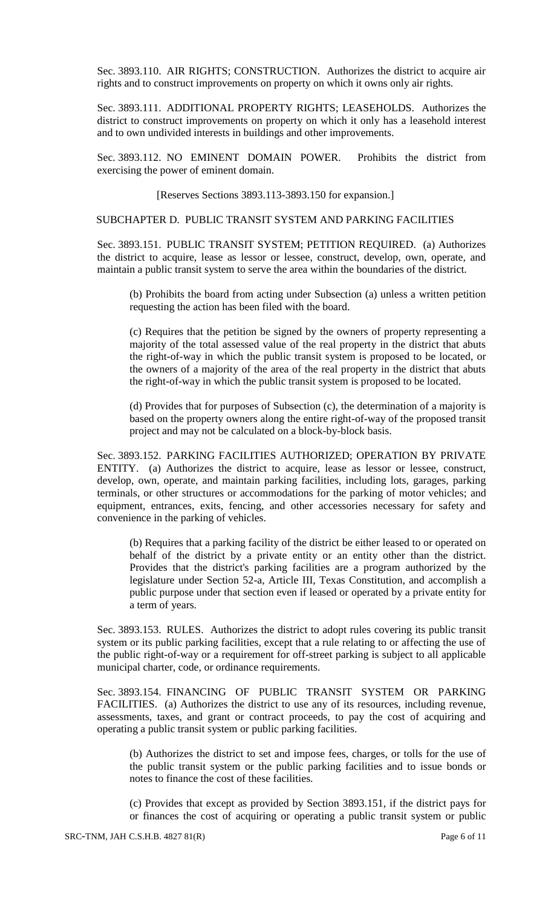Sec. 3893.110. AIR RIGHTS; CONSTRUCTION. Authorizes the district to acquire air rights and to construct improvements on property on which it owns only air rights.

Sec. 3893.111. ADDITIONAL PROPERTY RIGHTS; LEASEHOLDS. Authorizes the district to construct improvements on property on which it only has a leasehold interest and to own undivided interests in buildings and other improvements.

Sec. 3893.112. NO EMINENT DOMAIN POWER. Prohibits the district from exercising the power of eminent domain.

[Reserves Sections 3893.113-3893.150 for expansion.]

SUBCHAPTER D. PUBLIC TRANSIT SYSTEM AND PARKING FACILITIES

Sec. 3893.151. PUBLIC TRANSIT SYSTEM; PETITION REQUIRED. (a) Authorizes the district to acquire, lease as lessor or lessee, construct, develop, own, operate, and maintain a public transit system to serve the area within the boundaries of the district.

(b) Prohibits the board from acting under Subsection (a) unless a written petition requesting the action has been filed with the board.

(c) Requires that the petition be signed by the owners of property representing a majority of the total assessed value of the real property in the district that abuts the right-of-way in which the public transit system is proposed to be located, or the owners of a majority of the area of the real property in the district that abuts the right-of-way in which the public transit system is proposed to be located.

(d) Provides that for purposes of Subsection (c), the determination of a majority is based on the property owners along the entire right-of-way of the proposed transit project and may not be calculated on a block-by-block basis.

Sec. 3893.152. PARKING FACILITIES AUTHORIZED; OPERATION BY PRIVATE ENTITY. (a) Authorizes the district to acquire, lease as lessor or lessee, construct, develop, own, operate, and maintain parking facilities, including lots, garages, parking terminals, or other structures or accommodations for the parking of motor vehicles; and equipment, entrances, exits, fencing, and other accessories necessary for safety and convenience in the parking of vehicles.

(b) Requires that a parking facility of the district be either leased to or operated on behalf of the district by a private entity or an entity other than the district. Provides that the district's parking facilities are a program authorized by the legislature under Section 52-a, Article III, Texas Constitution, and accomplish a public purpose under that section even if leased or operated by a private entity for a term of years.

Sec. 3893.153. RULES. Authorizes the district to adopt rules covering its public transit system or its public parking facilities, except that a rule relating to or affecting the use of the public right-of-way or a requirement for off-street parking is subject to all applicable municipal charter, code, or ordinance requirements.

Sec. 3893.154. FINANCING OF PUBLIC TRANSIT SYSTEM OR PARKING FACILITIES. (a) Authorizes the district to use any of its resources, including revenue, assessments, taxes, and grant or contract proceeds, to pay the cost of acquiring and operating a public transit system or public parking facilities.

(b) Authorizes the district to set and impose fees, charges, or tolls for the use of the public transit system or the public parking facilities and to issue bonds or notes to finance the cost of these facilities.

(c) Provides that except as provided by Section 3893.151, if the district pays for or finances the cost of acquiring or operating a public transit system or public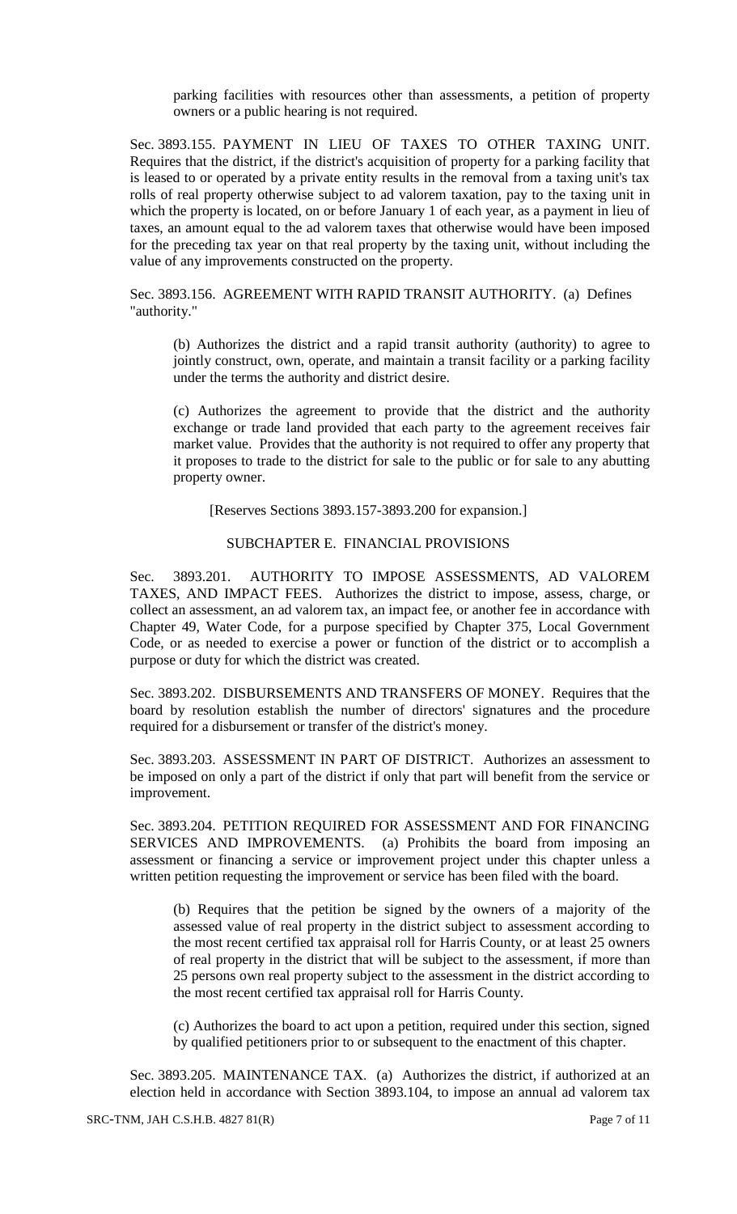parking facilities with resources other than assessments, a petition of property owners or a public hearing is not required.

Sec. 3893.155. PAYMENT IN LIEU OF TAXES TO OTHER TAXING UNIT. Requires that the district, if the district's acquisition of property for a parking facility that is leased to or operated by a private entity results in the removal from a taxing unit's tax rolls of real property otherwise subject to ad valorem taxation, pay to the taxing unit in which the property is located, on or before January 1 of each year, as a payment in lieu of taxes, an amount equal to the ad valorem taxes that otherwise would have been imposed for the preceding tax year on that real property by the taxing unit, without including the value of any improvements constructed on the property.

Sec. 3893.156. AGREEMENT WITH RAPID TRANSIT AUTHORITY. (a) Defines "authority."

(b) Authorizes the district and a rapid transit authority (authority) to agree to jointly construct, own, operate, and maintain a transit facility or a parking facility under the terms the authority and district desire.

(c) Authorizes the agreement to provide that the district and the authority exchange or trade land provided that each party to the agreement receives fair market value. Provides that the authority is not required to offer any property that it proposes to trade to the district for sale to the public or for sale to any abutting property owner.

[Reserves Sections 3893.157-3893.200 for expansion.]

SUBCHAPTER E. FINANCIAL PROVISIONS

Sec. 3893.201. AUTHORITY TO IMPOSE ASSESSMENTS, AD VALOREM TAXES, AND IMPACT FEES. Authorizes the district to impose, assess, charge, or collect an assessment, an ad valorem tax, an impact fee, or another fee in accordance with Chapter 49, Water Code, for a purpose specified by Chapter 375, Local Government Code, or as needed to exercise a power or function of the district or to accomplish a purpose or duty for which the district was created.

Sec. 3893.202. DISBURSEMENTS AND TRANSFERS OF MONEY. Requires that the board by resolution establish the number of directors' signatures and the procedure required for a disbursement or transfer of the district's money.

Sec. 3893.203. ASSESSMENT IN PART OF DISTRICT. Authorizes an assessment to be imposed on only a part of the district if only that part will benefit from the service or improvement.

Sec. 3893.204. PETITION REQUIRED FOR ASSESSMENT AND FOR FINANCING SERVICES AND IMPROVEMENTS. (a) Prohibits the board from imposing an assessment or financing a service or improvement project under this chapter unless a written petition requesting the improvement or service has been filed with the board.

(b) Requires that the petition be signed by the owners of a majority of the assessed value of real property in the district subject to assessment according to the most recent certified tax appraisal roll for Harris County, or at least 25 owners of real property in the district that will be subject to the assessment, if more than 25 persons own real property subject to the assessment in the district according to the most recent certified tax appraisal roll for Harris County.

(c) Authorizes the board to act upon a petition, required under this section, signed by qualified petitioners prior to or subsequent to the enactment of this chapter.

Sec. 3893.205. MAINTENANCE TAX. (a) Authorizes the district, if authorized at an election held in accordance with Section 3893.104, to impose an annual ad valorem tax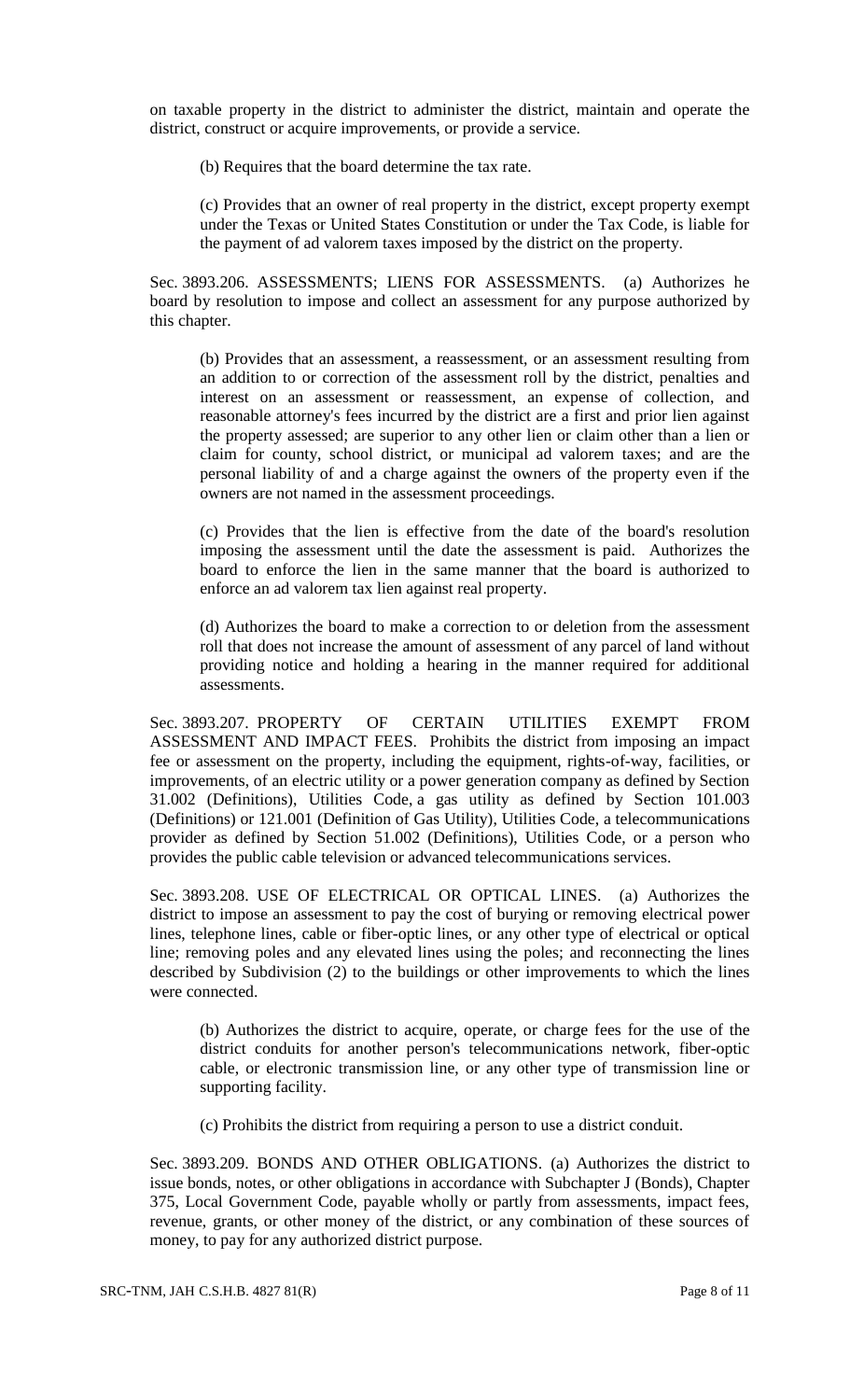on taxable property in the district to administer the district, maintain and operate the district, construct or acquire improvements, or provide a service.

(b) Requires that the board determine the tax rate.

(c) Provides that an owner of real property in the district, except property exempt under the Texas or United States Constitution or under the Tax Code, is liable for the payment of ad valorem taxes imposed by the district on the property.

Sec. 3893.206. ASSESSMENTS; LIENS FOR ASSESSMENTS. (a) Authorizes he board by resolution to impose and collect an assessment for any purpose authorized by this chapter.

(b) Provides that an assessment, a reassessment, or an assessment resulting from an addition to or correction of the assessment roll by the district, penalties and interest on an assessment or reassessment, an expense of collection, and reasonable attorney's fees incurred by the district are a first and prior lien against the property assessed; are superior to any other lien or claim other than a lien or claim for county, school district, or municipal ad valorem taxes; and are the personal liability of and a charge against the owners of the property even if the owners are not named in the assessment proceedings.

(c) Provides that the lien is effective from the date of the board's resolution imposing the assessment until the date the assessment is paid. Authorizes the board to enforce the lien in the same manner that the board is authorized to enforce an ad valorem tax lien against real property.

(d) Authorizes the board to make a correction to or deletion from the assessment roll that does not increase the amount of assessment of any parcel of land without providing notice and holding a hearing in the manner required for additional assessments.

Sec. 3893.207. PROPERTY OF CERTAIN UTILITIES EXEMPT FROM ASSESSMENT AND IMPACT FEES. Prohibits the district from imposing an impact fee or assessment on the property, including the equipment, rights-of-way, facilities, or improvements, of an electric utility or a power generation company as defined by Section 31.002 (Definitions), Utilities Code, a gas utility as defined by Section 101.003 (Definitions) or 121.001 (Definition of Gas Utility), Utilities Code, a telecommunications provider as defined by Section 51.002 (Definitions), Utilities Code, or a person who provides the public cable television or advanced telecommunications services.

Sec. 3893.208. USE OF ELECTRICAL OR OPTICAL LINES. (a) Authorizes the district to impose an assessment to pay the cost of burying or removing electrical power lines, telephone lines, cable or fiber-optic lines, or any other type of electrical or optical line; removing poles and any elevated lines using the poles; and reconnecting the lines described by Subdivision (2) to the buildings or other improvements to which the lines were connected.

(b) Authorizes the district to acquire, operate, or charge fees for the use of the district conduits for another person's telecommunications network, fiber-optic cable, or electronic transmission line, or any other type of transmission line or supporting facility.

(c) Prohibits the district from requiring a person to use a district conduit.

Sec. 3893.209. BONDS AND OTHER OBLIGATIONS. (a) Authorizes the district to issue bonds, notes, or other obligations in accordance with Subchapter J (Bonds), Chapter 375, Local Government Code, payable wholly or partly from assessments, impact fees, revenue, grants, or other money of the district, or any combination of these sources of money, to pay for any authorized district purpose.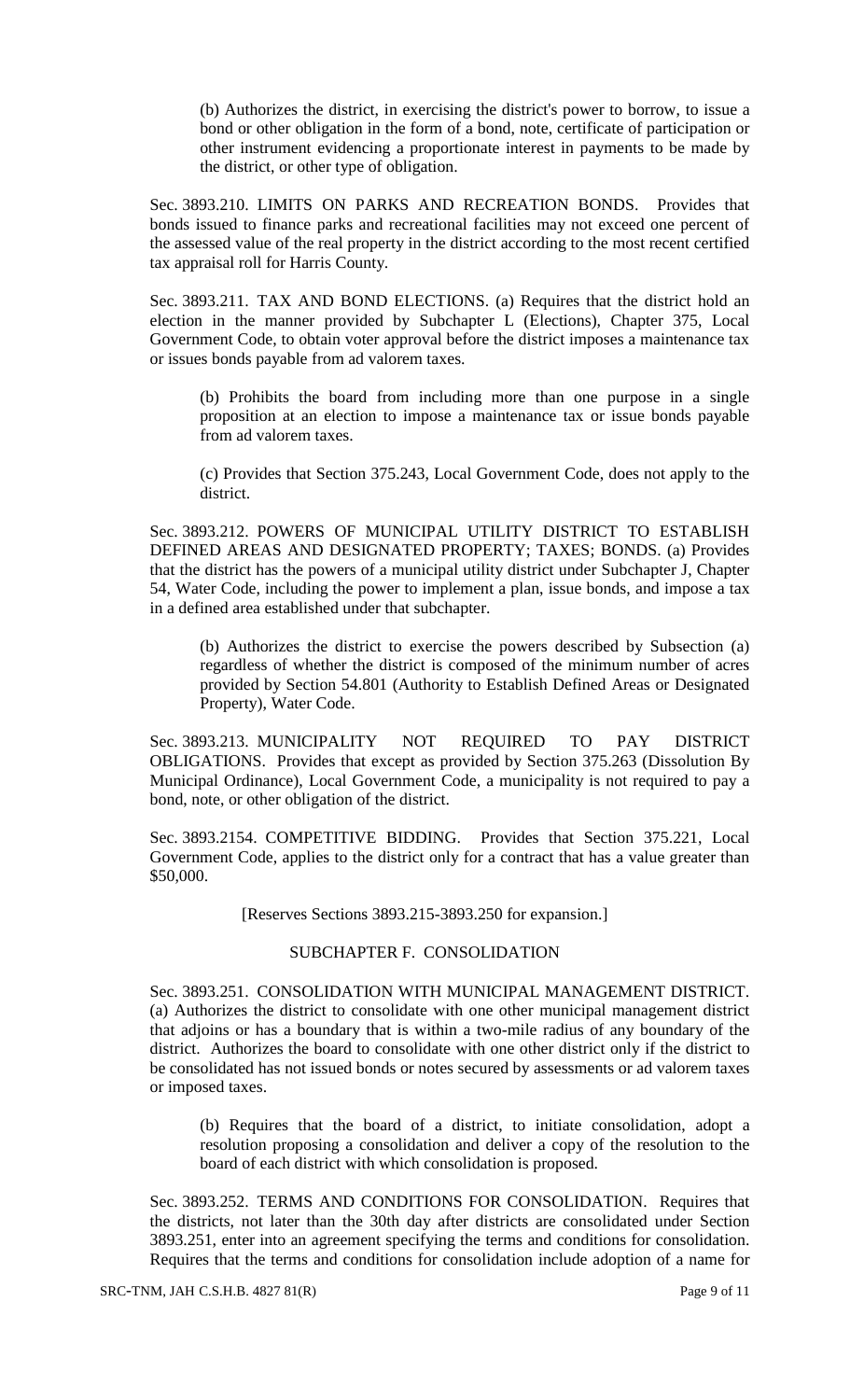(b) Authorizes the district, in exercising the district's power to borrow, to issue a bond or other obligation in the form of a bond, note, certificate of participation or other instrument evidencing a proportionate interest in payments to be made by the district, or other type of obligation.

Sec. 3893.210. LIMITS ON PARKS AND RECREATION BONDS. Provides that bonds issued to finance parks and recreational facilities may not exceed one percent of the assessed value of the real property in the district according to the most recent certified tax appraisal roll for Harris County.

Sec. 3893.211. TAX AND BOND ELECTIONS. (a) Requires that the district hold an election in the manner provided by Subchapter L (Elections), Chapter 375, Local Government Code, to obtain voter approval before the district imposes a maintenance tax or issues bonds payable from ad valorem taxes.

(b) Prohibits the board from including more than one purpose in a single proposition at an election to impose a maintenance tax or issue bonds payable from ad valorem taxes.

(c) Provides that Section 375.243, Local Government Code, does not apply to the district.

Sec. 3893.212. POWERS OF MUNICIPAL UTILITY DISTRICT TO ESTABLISH DEFINED AREAS AND DESIGNATED PROPERTY; TAXES; BONDS. (a) Provides that the district has the powers of a municipal utility district under Subchapter J, Chapter 54, Water Code, including the power to implement a plan, issue bonds, and impose a tax in a defined area established under that subchapter.

(b) Authorizes the district to exercise the powers described by Subsection (a) regardless of whether the district is composed of the minimum number of acres provided by Section 54.801 (Authority to Establish Defined Areas or Designated Property), Water Code.

Sec. 3893.213. MUNICIPALITY NOT REQUIRED TO PAY DISTRICT OBLIGATIONS. Provides that except as provided by Section 375.263 (Dissolution By Municipal Ordinance), Local Government Code, a municipality is not required to pay a bond, note, or other obligation of the district.

Sec. 3893.2154. COMPETITIVE BIDDING. Provides that Section 375.221, Local Government Code, applies to the district only for a contract that has a value greater than $50,000.

[Reserves Sections 3893.215-3893.250 for expansion.]

SUBCHAPTER F. CONSOLIDATION

Sec. 3893.251. CONSOLIDATION WITH MUNICIPAL MANAGEMENT DISTRICT. (a) Authorizes the district to consolidate with one other municipal management district that adjoins or has a boundary that is within a two-mile radius of any boundary of the district. Authorizes the board to consolidate with one other district only if the district to be consolidated has not issued bonds or notes secured by assessments or ad valorem taxes or imposed taxes.

(b) Requires that the board of a district, to initiate consolidation, adopt a resolution proposing a consolidation and deliver a copy of the resolution to the board of each district with which consolidation is proposed.

Sec. 3893.252. TERMS AND CONDITIONS FOR CONSOLIDATION. Requires that the districts, not later than the 30th day after districts are consolidated under Section 3893.251, enter into an agreement specifying the terms and conditions for consolidation. Requires that the terms and conditions for consolidation include adoption of a name for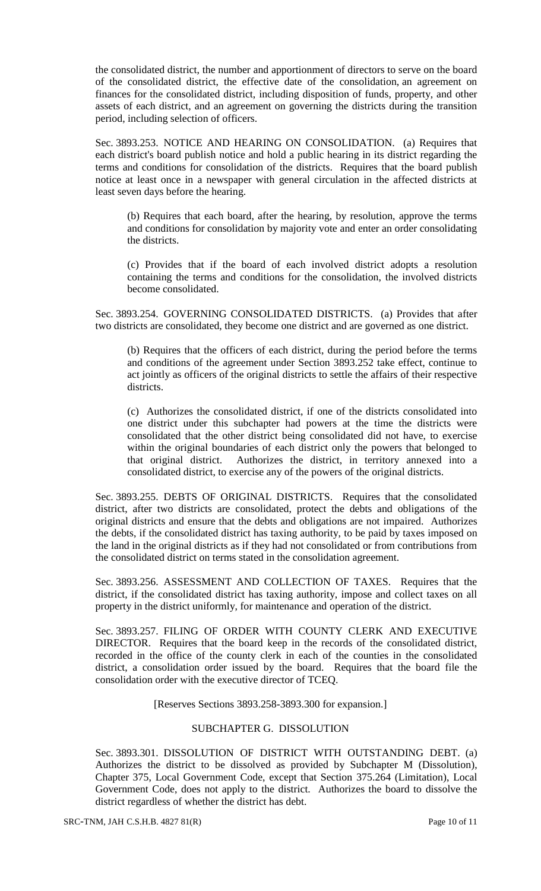the consolidated district, the number and apportionment of directors to serve on the board of the consolidated district, the effective date of the consolidation, an agreement on finances for the consolidated district, including disposition of funds, property, and other assets of each district, and an agreement on governing the districts during the transition period, including selection of officers.

Sec. 3893.253. NOTICE AND HEARING ON CONSOLIDATION. (a) Requires that each district's board publish notice and hold a public hearing in its district regarding the terms and conditions for consolidation of the districts. Requires that the board publish notice at least once in a newspaper with general circulation in the affected districts at least seven days before the hearing.

(b) Requires that each board, after the hearing, by resolution, approve the terms and conditions for consolidation by majority vote and enter an order consolidating the districts.

(c) Provides that if the board of each involved district adopts a resolution containing the terms and conditions for the consolidation, the involved districts become consolidated.

Sec. 3893.254. GOVERNING CONSOLIDATED DISTRICTS. (a) Provides that after two districts are consolidated, they become one district and are governed as one district.

(b) Requires that the officers of each district, during the period before the terms and conditions of the agreement under Section 3893.252 take effect, continue to act jointly as officers of the original districts to settle the affairs of their respective districts.

(c) Authorizes the consolidated district, if one of the districts consolidated into one district under this subchapter had powers at the time the districts were consolidated that the other district being consolidated did not have, to exercise within the original boundaries of each district only the powers that belonged to that original district. Authorizes the district, in territory annexed into a consolidated district, to exercise any of the powers of the original districts.

Sec. 3893.255. DEBTS OF ORIGINAL DISTRICTS. Requires that the consolidated district, after two districts are consolidated, protect the debts and obligations of the original districts and ensure that the debts and obligations are not impaired. Authorizes the debts, if the consolidated district has taxing authority, to be paid by taxes imposed on the land in the original districts as if they had not consolidated or from contributions from the consolidated district on terms stated in the consolidation agreement.

Sec. 3893.256. ASSESSMENT AND COLLECTION OF TAXES. Requires that the district, if the consolidated district has taxing authority, impose and collect taxes on all property in the district uniformly, for maintenance and operation of the district.

Sec. 3893.257. FILING OF ORDER WITH COUNTY CLERK AND EXECUTIVE DIRECTOR. Requires that the board keep in the records of the consolidated district, recorded in the office of the county clerk in each of the counties in the consolidated district, a consolidation order issued by the board. Requires that the board file the consolidation order with the executive director of TCEQ.

[Reserves Sections 3893.258-3893.300 for expansion.]

SUBCHAPTER G. DISSOLUTION

Sec. 3893.301. DISSOLUTION OF DISTRICT WITH OUTSTANDING DEBT. (a) Authorizes the district to be dissolved as provided by Subchapter M (Dissolution), Chapter 375, Local Government Code, except that Section 375.264 (Limitation), Local Government Code, does not apply to the district. Authorizes the board to dissolve the district regardless of whether the district has debt.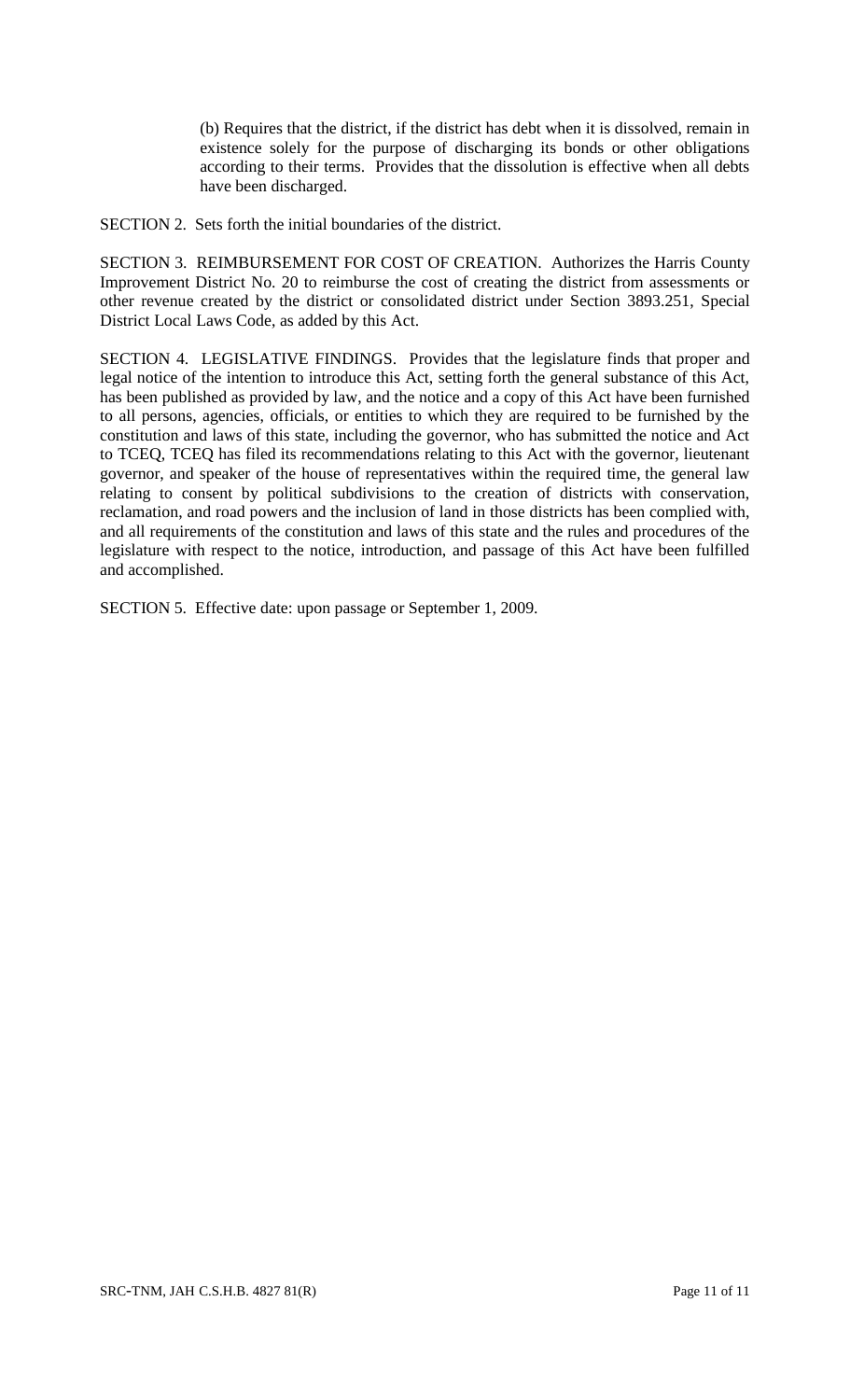(b) Requires that the district, if the district has debt when it is dissolved, remain in existence solely for the purpose of discharging its bonds or other obligations according to their terms. Provides that the dissolution is effective when all debts have been discharged.

SECTION 2. Sets forth the initial boundaries of the district.

SECTION 3. REIMBURSEMENT FOR COST OF CREATION. Authorizes the Harris County Improvement District No. 20 to reimburse the cost of creating the district from assessments or other revenue created by the district or consolidated district under Section 3893.251, Special District Local Laws Code, as added by this Act.

SECTION 4. LEGISLATIVE FINDINGS. Provides that the legislature finds that proper and legal notice of the intention to introduce this Act, setting forth the general substance of this Act, has been published as provided by law, and the notice and a copy of this Act have been furnished to all persons, agencies, officials, or entities to which they are required to be furnished by the constitution and laws of this state, including the governor, who has submitted the notice and Act to TCEQ, TCEQ has filed its recommendations relating to this Act with the governor, lieutenant governor, and speaker of the house of representatives within the required time, the general law relating to consent by political subdivisions to the creation of districts with conservation, reclamation, and road powers and the inclusion of land in those districts has been complied with, and all requirements of the constitution and laws of this state and the rules and procedures of the legislature with respect to the notice, introduction, and passage of this Act have been fulfilled and accomplished.

SECTION 5. Effective date: upon passage or September 1, 2009.